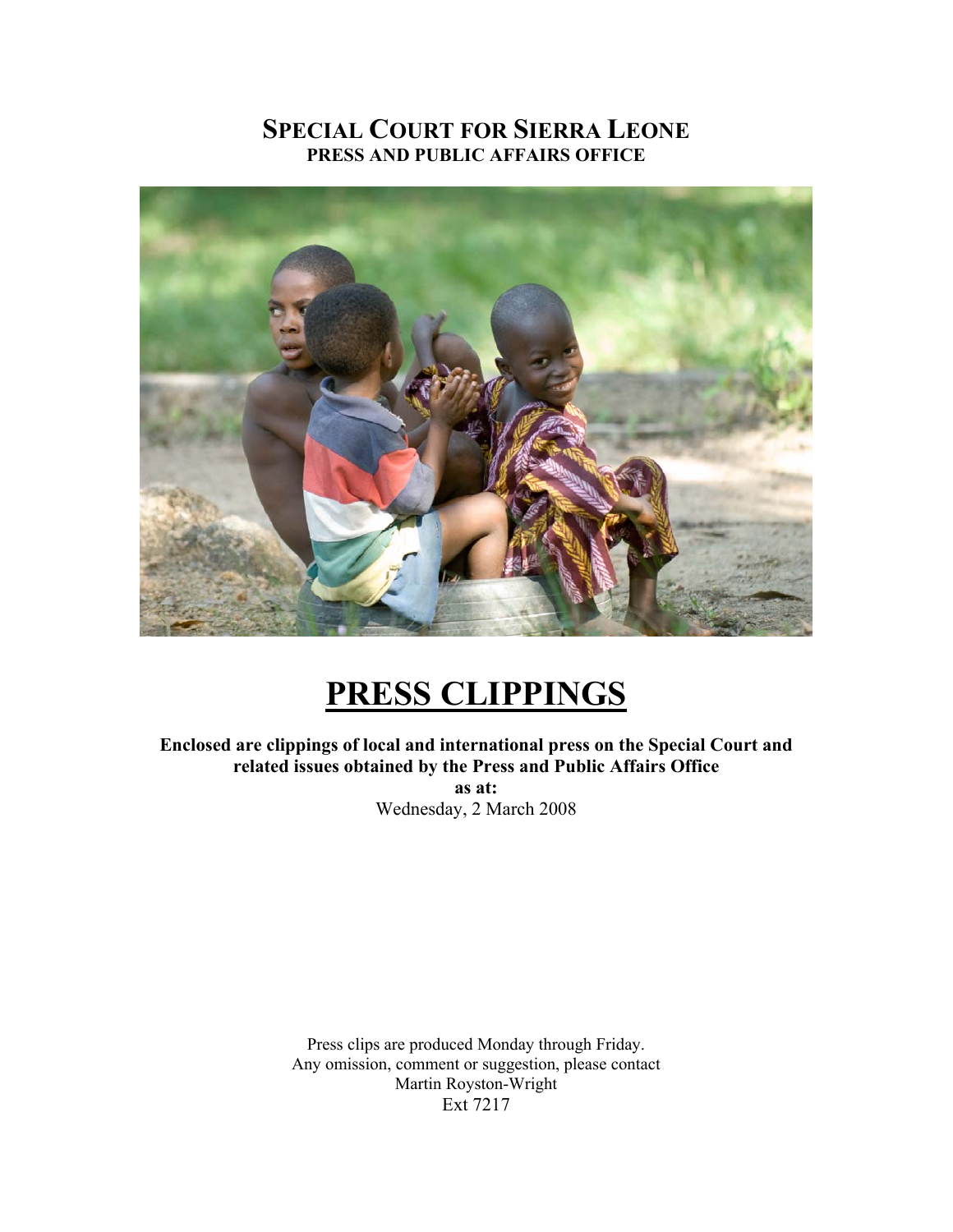# SPECIAL COURT FOR SIERRA LEONE
## PRESS AND PUBLIC AFFAIRS OFFICE

# PRESS CLIPPINGS

**Enclosed are clippings of local and international press on the Special Court and related issues obtained by the Press and Public Affairs Office as at:**

Wednesday, 2 March 2008

Press clips are produced Monday through Friday.
Any omission, comment or suggestion, please contact
Martin Royston-Wright
Ext 7217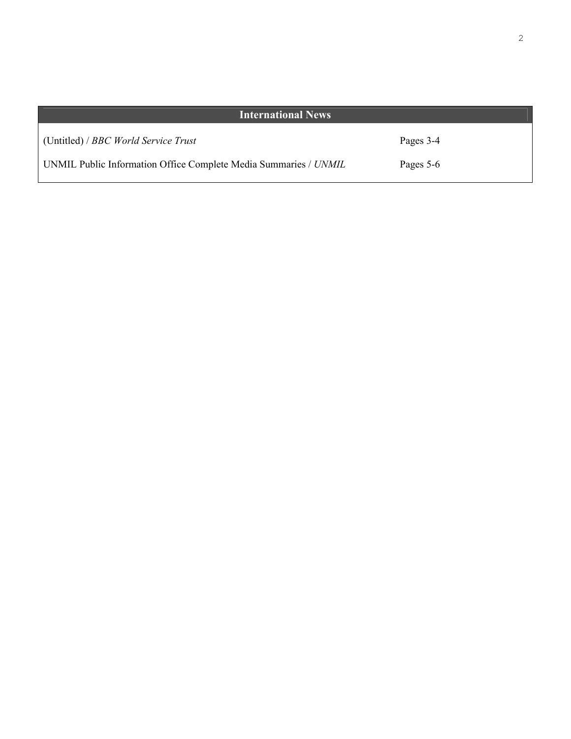## International News

| | |
|---|---|
| (Untitled) / *BBC World Service Trust* | Pages 3-4 |
| UNMIL Public Information Office Complete Media Summaries / *UNMIL* | Pages 5-6 |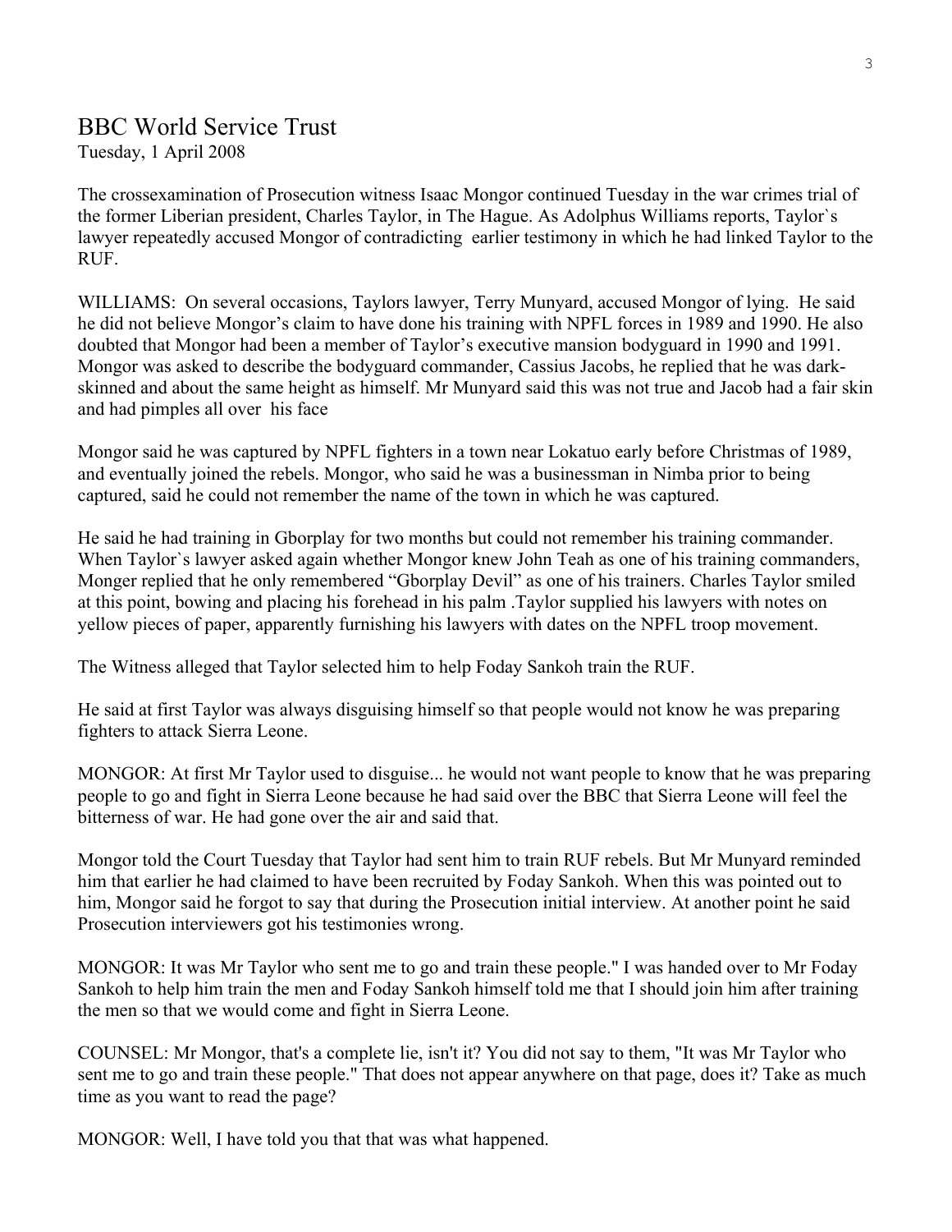## BBC World Service Trust

Tuesday, 1 April 2008

The crossexamination of Prosecution witness Isaac Mongor continued Tuesday in the war crimes trial of the former Liberian president, Charles Taylor, in The Hague. As Adolphus Williams reports, Taylor`s lawyer repeatedly accused Mongor of contradicting earlier testimony in which he had linked Taylor to the RUF.

WILLIAMS: On several occasions, Taylors lawyer, Terry Munyard, accused Mongor of lying. He said he did not believe Mongor's claim to have done his training with NPFL forces in 1989 and 1990. He also doubted that Mongor had been a member of Taylor's executive mansion bodyguard in 1990 and 1991. Mongor was asked to describe the bodyguard commander, Cassius Jacobs, he replied that he was dark-skinned and about the same height as himself. Mr Munyard said this was not true and Jacob had a fair skin and had pimples all over his face

Mongor said he was captured by NPFL fighters in a town near Lokatuo early before Christmas of 1989, and eventually joined the rebels. Mongor, who said he was a businessman in Nimba prior to being captured, said he could not remember the name of the town in which he was captured.

He said he had training in Gborplay for two months but could not remember his training commander. When Taylor`s lawyer asked again whether Mongor knew John Teah as one of his training commanders, Monger replied that he only remembered "Gborplay Devil" as one of his trainers. Charles Taylor smiled at this point, bowing and placing his forehead in his palm .Taylor supplied his lawyers with notes on yellow pieces of paper, apparently furnishing his lawyers with dates on the NPFL troop movement.

The Witness alleged that Taylor selected him to help Foday Sankoh train the RUF.

He said at first Taylor was always disguising himself so that people would not know he was preparing fighters to attack Sierra Leone.

MONGOR: At first Mr Taylor used to disguise... he would not want people to know that he was preparing people to go and fight in Sierra Leone because he had said over the BBC that Sierra Leone will feel the bitterness of war. He had gone over the air and said that.

Mongor told the Court Tuesday that Taylor had sent him to train RUF rebels. But Mr Munyard reminded him that earlier he had claimed to have been recruited by Foday Sankoh. When this was pointed out to him, Mongor said he forgot to say that during the Prosecution initial interview. At another point he said Prosecution interviewers got his testimonies wrong.

MONGOR: It was Mr Taylor who sent me to go and train these people." I was handed over to Mr Foday Sankoh to help him train the men and Foday Sankoh himself told me that I should join him after training the men so that we would come and fight in Sierra Leone.

COUNSEL: Mr Mongor, that's a complete lie, isn't it? You did not say to them, "It was Mr Taylor who sent me to go and train these people." That does not appear anywhere on that page, does it? Take as much time as you want to read the page?

MONGOR: Well, I have told you that that was what happened.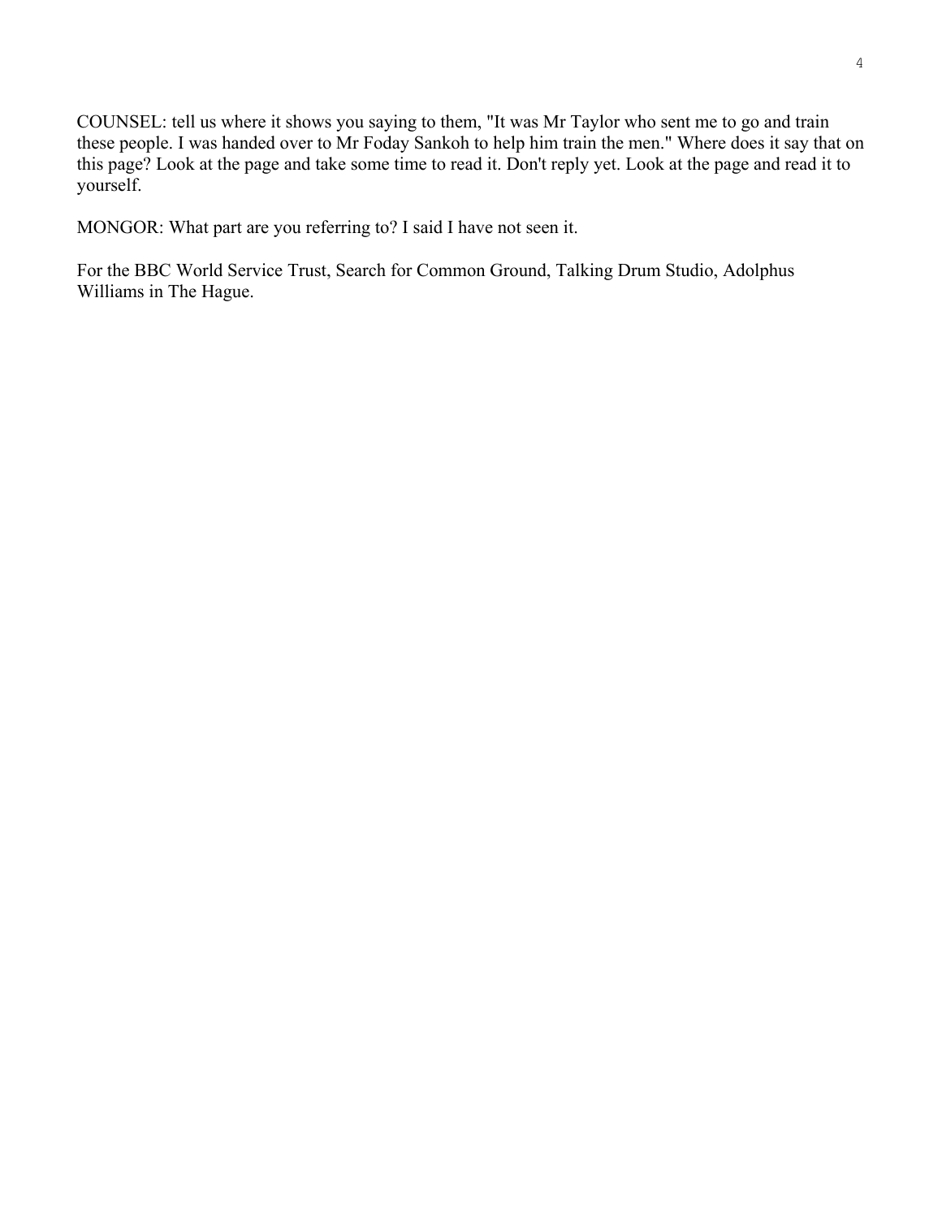COUNSEL: tell us where it shows you saying to them, "It was Mr Taylor who sent me to go and train these people. I was handed over to Mr Foday Sankoh to help him train the men." Where does it say that on this page? Look at the page and take some time to read it. Don't reply yet. Look at the page and read it to yourself.

MONGOR: What part are you referring to? I said I have not seen it.

For the BBC World Service Trust, Search for Common Ground, Talking Drum Studio, Adolphus Williams in The Hague.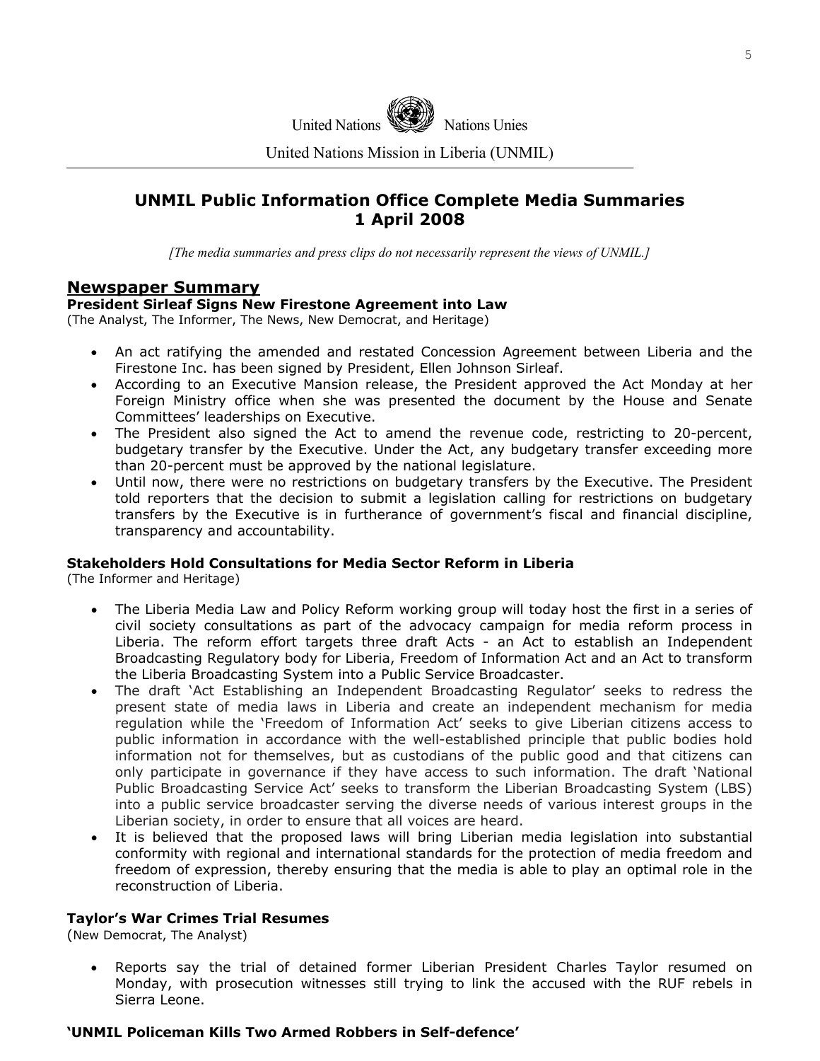United Nations Nations Unies

United Nations Mission in Liberia (UNMIL)

# UNMIL Public Information Office Complete Media Summaries 1 April 2008

*[The media summaries and press clips do not necessarily represent the views of UNMIL.]*

## Newspaper Summary

### President Sirleaf Signs New Firestone Agreement into Law

(The Analyst, The Informer, The News, New Democrat, and Heritage)

- An act ratifying the amended and restated Concession Agreement between Liberia and the Firestone Inc. has been signed by President, Ellen Johnson Sirleaf.
- According to an Executive Mansion release, the President approved the Act Monday at her Foreign Ministry office when she was presented the document by the House and Senate Committees' leaderships on Executive.
- The President also signed the Act to amend the revenue code, restricting to 20-percent, budgetary transfer by the Executive. Under the Act, any budgetary transfer exceeding more than 20-percent must be approved by the national legislature.
- Until now, there were no restrictions on budgetary transfers by the Executive. The President told reporters that the decision to submit a legislation calling for restrictions on budgetary transfers by the Executive is in furtherance of government's fiscal and financial discipline, transparency and accountability.

### Stakeholders Hold Consultations for Media Sector Reform in Liberia

(The Informer and Heritage)

- The Liberia Media Law and Policy Reform working group will today host the first in a series of civil society consultations as part of the advocacy campaign for media reform process in Liberia. The reform effort targets three draft Acts - an Act to establish an Independent Broadcasting Regulatory body for Liberia, Freedom of Information Act and an Act to transform the Liberia Broadcasting System into a Public Service Broadcaster.
- The draft 'Act Establishing an Independent Broadcasting Regulator' seeks to redress the present state of media laws in Liberia and create an independent mechanism for media regulation while the 'Freedom of Information Act' seeks to give Liberian citizens access to public information in accordance with the well-established principle that public bodies hold information not for themselves, but as custodians of the public good and that citizens can only participate in governance if they have access to such information. The draft 'National Public Broadcasting Service Act' seeks to transform the Liberian Broadcasting System (LBS) into a public service broadcaster serving the diverse needs of various interest groups in the Liberian society, in order to ensure that all voices are heard.
- It is believed that the proposed laws will bring Liberian media legislation into substantial conformity with regional and international standards for the protection of media freedom and freedom of expression, thereby ensuring that the media is able to play an optimal role in the reconstruction of Liberia.

### Taylor's War Crimes Trial Resumes

(New Democrat, The Analyst)

- Reports say the trial of detained former Liberian President Charles Taylor resumed on Monday, with prosecution witnesses still trying to link the accused with the RUF rebels in Sierra Leone.

### 'UNMIL Policeman Kills Two Armed Robbers in Self-defence'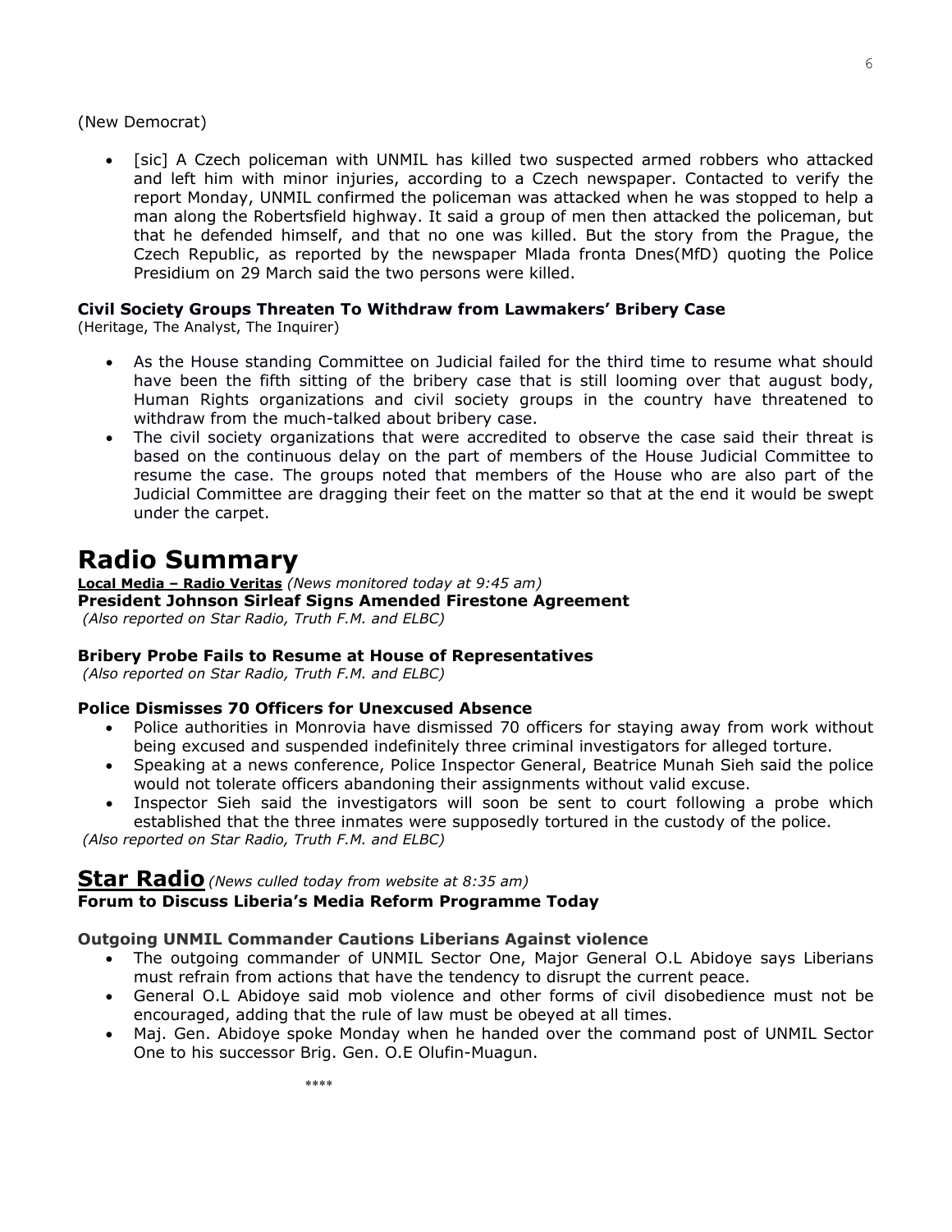(New Democrat)

- [sic] A Czech policeman with UNMIL has killed two suspected armed robbers who attacked and left him with minor injuries, according to a Czech newspaper. Contacted to verify the report Monday, UNMIL confirmed the policeman was attacked when he was stopped to help a man along the Robertsfield highway. It said a group of men then attacked the policeman, but that he defended himself, and that no one was killed. But the story from the Prague, the Czech Republic, as reported by the newspaper Mlada fronta Dnes(MfD) quoting the Police Presidium on 29 March said the two persons were killed.

**Civil Society Groups Threaten To Withdraw from Lawmakers' Bribery Case**
(Heritage, The Analyst, The Inquirer)

- As the House standing Committee on Judicial failed for the third time to resume what should have been the fifth sitting of the bribery case that is still looming over that august body, Human Rights organizations and civil society groups in the country have threatened to withdraw from the much-talked about bribery case.
- The civil society organizations that were accredited to observe the case said their threat is based on the continuous delay on the part of members of the House Judicial Committee to resume the case. The groups noted that members of the House who are also part of the Judicial Committee are dragging their feet on the matter so that at the end it would be swept under the carpet.

# Radio Summary

**Local Media – Radio Veritas** *(News monitored today at 9:45 am)*
**President Johnson Sirleaf Signs Amended Firestone Agreement**
*(Also reported on Star Radio, Truth F.M. and ELBC)*

**Bribery Probe Fails to Resume at House of Representatives**
*(Also reported on Star Radio, Truth F.M. and ELBC)*

**Police Dismisses 70 Officers for Unexcused Absence**

- Police authorities in Monrovia have dismissed 70 officers for staying away from work without being excused and suspended indefinitely three criminal investigators for alleged torture.
- Speaking at a news conference, Police Inspector General, Beatrice Munah Sieh said the police would not tolerate officers abandoning their assignments without valid excuse.
- Inspector Sieh said the investigators will soon be sent to court following a probe which established that the three inmates were supposedly tortured in the custody of the police.

*(Also reported on Star Radio, Truth F.M. and ELBC)*

## Star Radio *(News culled today from website at 8:35 am)*

**Forum to Discuss Liberia's Media Reform Programme Today**

**Outgoing UNMIL Commander Cautions Liberians Against violence**

- The outgoing commander of UNMIL Sector One, Major General O.L Abidoye says Liberians must refrain from actions that have the tendency to disrupt the current peace.
- General O.L Abidoye said mob violence and other forms of civil disobedience must not be encouraged, adding that the rule of law must be obeyed at all times.
- Maj. Gen. Abidoye spoke Monday when he handed over the command post of UNMIL Sector One to his successor Brig. Gen. O.E Olufin-Muagun.

\*\*\*\*